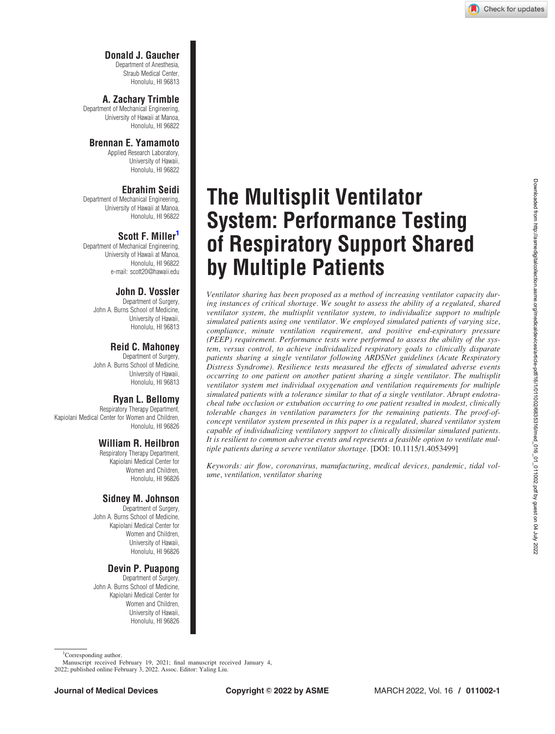# The Multisplit Ventilator System: Performance Testing of Respiratory Support Shared by Multiple Patients

**Donald J. Gaucher**
Department of Anesthesia,
Straub Medical Center,
Honolulu, HI 96813

**A. Zachary Trimble**
Department of Mechanical Engineering,
University of Hawaii at Manoa,
Honolulu, HI 96822

**Brennan E. Yamamoto**
Applied Research Laboratory,
University of Hawaii,
Honolulu, HI 96822

**Ebrahim Seidi**
Department of Mechanical Engineering,
University of Hawaii at Manoa,
Honolulu, HI 96822

**Scott F. Miller**[1]
Department of Mechanical Engineering,
University of Hawaii at Manoa,
Honolulu, HI 96822
e-mail: scott20@hawaii.edu

**John D. Vossler**
Department of Surgery,
John A. Burns School of Medicine,
University of Hawaii,
Honolulu, HI 96813

**Reid C. Mahoney**
Department of Surgery,
John A. Burns School of Medicine,
University of Hawaii,
Honolulu, HI 96813

**Ryan L. Bellomy**
Respiratory Therapy Department,
Kapiolani Medical Center for Women and Children,
Honolulu, HI 96826

**William R. Heilbron**
Respiratory Therapy Department,
Kapiolani Medical Center for
Women and Children,
Honolulu, HI 96826

**Sidney M. Johnson**
Department of Surgery,
John A. Burns School of Medicine,
Kapiolani Medical Center for
Women and Children,
University of Hawaii,
Honolulu, HI 96826

**Devin P. Puapong**
Department of Surgery,
John A. Burns School of Medicine,
Kapiolani Medical Center for
Women and Children,
University of Hawaii,
Honolulu, HI 96826

*Ventilator sharing has been proposed as a method of increasing ventilator capacity during instances of critical shortage. We sought to assess the ability of a regulated, shared ventilator system, the multisplit ventilator system, to individualize support to multiple simulated patients using one ventilator. We employed simulated patients of varying size, compliance, minute ventilation requirement, and positive end-expiratory pressure (PEEP) requirement. Performance tests were performed to assess the ability of the system, versus control, to achieve individualized respiratory goals to clinically disparate patients sharing a single ventilator following ARDSNet guidelines (Acute Respiratory Distress Syndrome). Resilience tests measured the effects of simulated adverse events occurring to one patient on another patient sharing a single ventilator. The multisplit ventilator system met individual oxygenation and ventilation requirements for multiple simulated patients with a tolerance similar to that of a single ventilator. Abrupt endotracheal tube occlusion or extubation occurring to one patient resulted in modest, clinically tolerable changes in ventilation parameters for the remaining patients. The proof-of-concept ventilator system presented in this paper is a regulated, shared ventilator system capable of individualizing ventilatory support to clinically dissimilar simulated patients. It is resilient to common adverse events and represents a feasible option to ventilate multiple patients during a severe ventilator shortage.* [DOI: 10.1115/1.4053499]

*Keywords: air flow, coronavirus, manufacturing, medical devices, pandemic, tidal volume, ventilation, ventilator sharing*

[1]Corresponding author.
Manuscript received February 19, 2021; final manuscript received January 4, 2022; published online February 3, 2022. Assoc. Editor: Yaling Liu.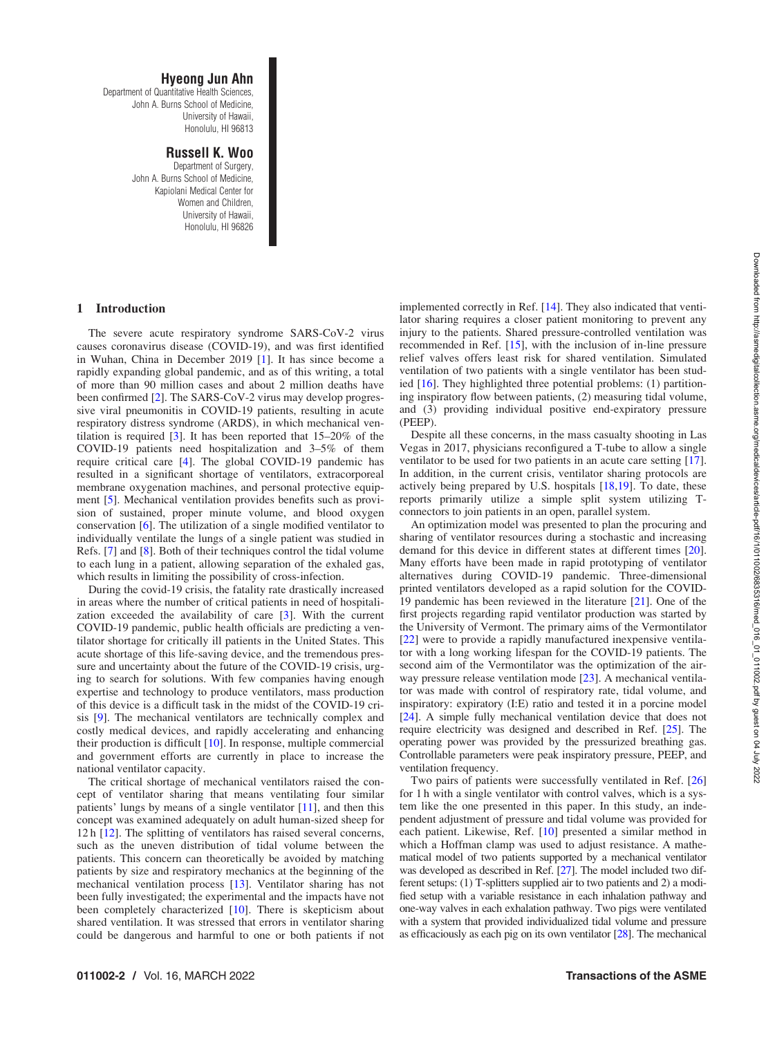**Hyeong Jun Ahn**
Department of Quantitative Health Sciences,
John A. Burns School of Medicine,
University of Hawaii,
Honolulu, HI 96813

**Russell K. Woo**
Department of Surgery,
John A. Burns School of Medicine,
Kapiolani Medical Center for
Women and Children,
University of Hawaii,
Honolulu, HI 96826

## 1 Introduction

The severe acute respiratory syndrome SARS-CoV-2 virus causes coronavirus disease (COVID-19), and was first identified in Wuhan, China in December 2019 [1]. It has since become a rapidly expanding global pandemic, and as of this writing, a total of more than 90 million cases and about 2 million deaths have been confirmed [2]. The SARS-CoV-2 virus may develop progressive viral pneumonitis in COVID-19 patients, resulting in acute respiratory distress syndrome (ARDS), in which mechanical ventilation is required [3]. It has been reported that 15–20% of the COVID-19 patients need hospitalization and 3–5% of them require critical care [4]. The global COVID-19 pandemic has resulted in a significant shortage of ventilators, extracorporeal membrane oxygenation machines, and personal protective equipment [5]. Mechanical ventilation provides benefits such as provision of sustained, proper minute volume, and blood oxygen conservation [6]. The utilization of a single modified ventilator to individually ventilate the lungs of a single patient was studied in Refs. [7] and [8]. Both of their techniques control the tidal volume to each lung in a patient, allowing separation of the exhaled gas, which results in limiting the possibility of cross-infection.

During the covid-19 crisis, the fatality rate drastically increased in areas where the number of critical patients in need of hospitalization exceeded the availability of care [3]. With the current COVID-19 pandemic, public health officials are predicting a ventilator shortage for critically ill patients in the United States. This acute shortage of this life-saving device, and the tremendous pressure and uncertainty about the future of the COVID-19 crisis, urging to search for solutions. With few companies having enough expertise and technology to produce ventilators, mass production of this device is a difficult task in the midst of the COVID-19 crisis [9]. The mechanical ventilators are technically complex and costly medical devices, and rapidly accelerating and enhancing their production is difficult [10]. In response, multiple commercial and government efforts are currently in place to increase the national ventilator capacity.

The critical shortage of mechanical ventilators raised the concept of ventilator sharing that means ventilating four similar patients' lungs by means of a single ventilator [11], and then this concept was examined adequately on adult human-sized sheep for 12 h [12]. The splitting of ventilators has raised several concerns, such as the uneven distribution of tidal volume between the patients. This concern can theoretically be avoided by matching patients by size and respiratory mechanics at the beginning of the mechanical ventilation process [13]. Ventilator sharing has not been fully investigated; the experimental and the impacts have not been completely characterized [10]. There is skepticism about shared ventilation. It was stressed that errors in ventilator sharing could be dangerous and harmful to one or both patients if not implemented correctly in Ref. [14]. They also indicated that ventilator sharing requires a closer patient monitoring to prevent any injury to the patients. Shared pressure-controlled ventilation was recommended in Ref. [15], with the inclusion of in-line pressure relief valves offers least risk for shared ventilation. Simulated ventilation of two patients with a single ventilator has been studied [16]. They highlighted three potential problems: (1) partitioning inspiratory flow between patients, (2) measuring tidal volume, and (3) providing individual positive end-expiratory pressure (PEEP).

Despite all these concerns, in the mass casualty shooting in Las Vegas in 2017, physicians reconfigured a T-tube to allow a single ventilator to be used for two patients in an acute care setting [17]. In addition, in the current crisis, ventilator sharing protocols are actively being prepared by U.S. hospitals [18,19]. To date, these reports primarily utilize a simple split system utilizing T-connectors to join patients in an open, parallel system.

An optimization model was presented to plan the procuring and sharing of ventilator resources during a stochastic and increasing demand for this device in different states at different times [20]. Many efforts have been made in rapid prototyping of ventilator alternatives during COVID-19 pandemic. Three-dimensional printed ventilators developed as a rapid solution for the COVID-19 pandemic has been reviewed in the literature [21]. One of the first projects regarding rapid ventilator production was started by the University of Vermont. The primary aims of the Vermontilator [22] were to provide a rapidly manufactured inexpensive ventilator with a long working lifespan for the COVID-19 patients. The second aim of the Vermontilator was the optimization of the airway pressure release ventilation mode [23]. A mechanical ventilator was made with control of respiratory rate, tidal volume, and inspiratory: expiratory (I:E) ratio and tested it in a porcine model [24]. A simple fully mechanical ventilation device that does not require electricity was designed and described in Ref. [25]. The operating power was provided by the pressurized breathing gas. Controllable parameters were peak inspiratory pressure, PEEP, and ventilation frequency.

Two pairs of patients were successfully ventilated in Ref. [26] for 1 h with a single ventilator with control valves, which is a system like the one presented in this paper. In this study, an independent adjustment of pressure and tidal volume was provided for each patient. Likewise, Ref. [10] presented a similar method in which a Hoffman clamp was used to adjust resistance. A mathematical model of two patients supported by a mechanical ventilator was developed as described in Ref. [27]. The model included two different setups: (1) T-splitters supplied air to two patients and 2) a modified setup with a variable resistance in each inhalation pathway and one-way valves in each exhalation pathway. Two pigs were ventilated with a system that provided individualized tidal volume and pressure as efficaciously as each pig on its own ventilator [28]. The mechanical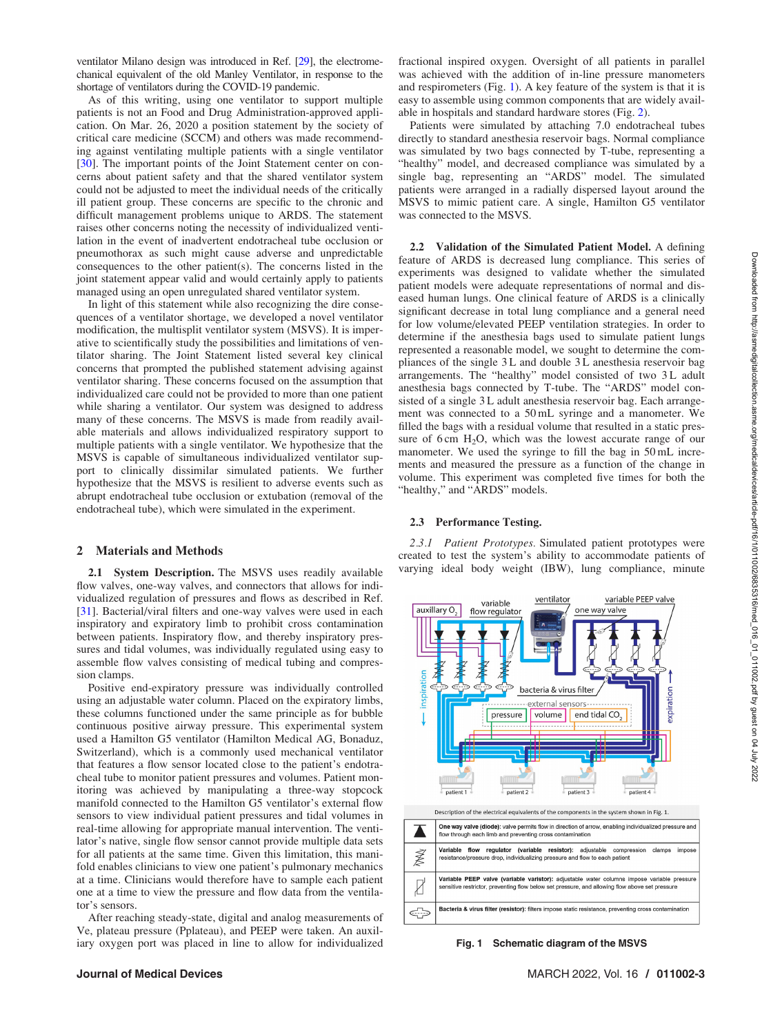ventilator Milano design was introduced in Ref. [29], the electromechanical equivalent of the old Manley Ventilator, in response to the shortage of ventilators during the COVID-19 pandemic.

As of this writing, using one ventilator to support multiple patients is not an Food and Drug Administration-approved application. On Mar. 26, 2020 a position statement by the society of critical care medicine (SCCM) and others was made recommending against ventilating multiple patients with a single ventilator [30]. The important points of the Joint Statement center on concerns about patient safety and that the shared ventilator system could not be adjusted to meet the individual needs of the critically ill patient group. These concerns are specific to the chronic and difficult management problems unique to ARDS. The statement raises other concerns noting the necessity of individualized ventilation in the event of inadvertent endotracheal tube occlusion or pneumothorax as such might cause adverse and unpredictable consequences to the other patient(s). The concerns listed in the joint statement appear valid and would certainly apply to patients managed using an open unregulated shared ventilator system.

In light of this statement while also recognizing the dire consequences of a ventilator shortage, we developed a novel ventilator modification, the multisplit ventilator system (MSVS). It is imperative to scientifically study the possibilities and limitations of ventilator sharing. The Joint Statement listed several key clinical concerns that prompted the published statement advising against ventilator sharing. These concerns focused on the assumption that individualized care could not be provided to more than one patient while sharing a ventilator. Our system was designed to address many of these concerns. The MSVS is made from readily available materials and allows individualized respiratory support to multiple patients with a single ventilator. We hypothesize that the MSVS is capable of simultaneous individualized ventilator support to clinically dissimilar simulated patients. We further hypothesize that the MSVS is resilient to adverse events such as abrupt endotracheal tube occlusion or extubation (removal of the endotracheal tube), which were simulated in the experiment.

## 2 Materials and Methods

**2.1 System Description.** The MSVS uses readily available flow valves, one-way valves, and connectors that allows for individualized regulation of pressures and flows as described in Ref. [31]. Bacterial/viral filters and one-way valves were used in each inspiratory and expiratory limb to prohibit cross contamination between patients. Inspiratory flow, and thereby inspiratory pressures and tidal volumes, was individually regulated using easy to assemble flow valves consisting of medical tubing and compression clamps.

Positive end-expiratory pressure was individually controlled using an adjustable water column. Placed on the expiratory limbs, these columns functioned under the same principle as for bubble continuous positive airway pressure. This experimental system used a Hamilton G5 ventilator (Hamilton Medical AG, Bonaduz, Switzerland), which is a commonly used mechanical ventilator that features a flow sensor located close to the patient's endotracheal tube to monitor patient pressures and volumes. Patient monitoring was achieved by manipulating a three-way stopcock manifold connected to the Hamilton G5 ventilator's external flow sensors to view individual patient pressures and tidal volumes in real-time allowing for appropriate manual intervention. The ventilator's native, single flow sensor cannot provide multiple data sets for all patients at the same time. Given this limitation, this manifold enables clinicians to view one patient's pulmonary mechanics at a time. Clinicians would therefore have to sample each patient one at a time to view the pressure and flow data from the ventilator's sensors.

After reaching steady-state, digital and analog measurements of Ve, plateau pressure (Pplateau), and PEEP were taken. An auxiliary oxygen port was placed in line to allow for individualized fractional inspired oxygen. Oversight of all patients in parallel was achieved with the addition of in-line pressure manometers and respirometers (Fig. 1). A key feature of the system is that it is easy to assemble using common components that are widely available in hospitals and standard hardware stores (Fig. 2).

Patients were simulated by attaching 7.0 endotracheal tubes directly to standard anesthesia reservoir bags. Normal compliance was simulated by two bags connected by T-tube, representing a "healthy" model, and decreased compliance was simulated by a single bag, representing an "ARDS" model. The simulated patients were arranged in a radially dispersed layout around the MSVS to mimic patient care. A single, Hamilton G5 ventilator was connected to the MSVS.

**2.2 Validation of the Simulated Patient Model.** A defining feature of ARDS is decreased lung compliance. This series of experiments was designed to validate whether the simulated patient models were adequate representations of normal and diseased human lungs. One clinical feature of ARDS is a clinically significant decrease in total lung compliance and a general need for low volume/elevated PEEP ventilation strategies. In order to determine if the anesthesia bags used to simulate patient lungs represented a reasonable model, we sought to determine the compliances of the single 3 L and double 3 L anesthesia reservoir bag arrangements. The "healthy" model consisted of two 3 L adult anesthesia bags connected by T-tube. The "ARDS" model consisted of a single 3 L adult anesthesia reservoir bag. Each arrangement was connected to a 50 mL syringe and a manometer. We filled the bags with a residual volume that resulted in a static pressure of 6 cm $H_2O$, which was the lowest accurate range of our manometer. We used the syringe to fill the bag in 50 mL increments and measured the pressure as a function of the change in volume. This experiment was completed five times for both the "healthy," and "ARDS" models.

**2.3 Performance Testing.**

*2.3.1 Patient Prototypes.* Simulated patient prototypes were created to test the system's ability to accommodate patients of varying ideal body weight (IBW), lung compliance, minute

auxillary $O_2$
variable flow regulator
ventilator
variable PEEP valve
one way valve
inspiration
bacteria & virus filter
expiration
external sensors
pressure
volume
end tidal $CO_2$
patient 1
patient 2
patient 3
patient 4

Description of the electrical equivalents of the components in the system shown in Fig. 1.

| | |
|---|---|
| (symbol) | **One way valve (diode):** valve permits flow in direction of arrow, enabling individualized pressure and flow through each limb and preventing cross contamination |
| (symbol) | **Variable flow regulator (variable resistor):** adjustable compression clamps impose resistance/pressure drop, individualizing pressure and flow to each patient |
| (symbol) | **Variable PEEP valve (variable varistor):** adjustable water columns impose variable pressure sensitive restrictor, preventing flow below set pressure, and allowing flow above set pressure |
| (symbol) | **Bacteria & virus filter (resistor):** filters impose static resistance, preventing cross contamination |

**Fig. 1 Schematic diagram of the MSVS**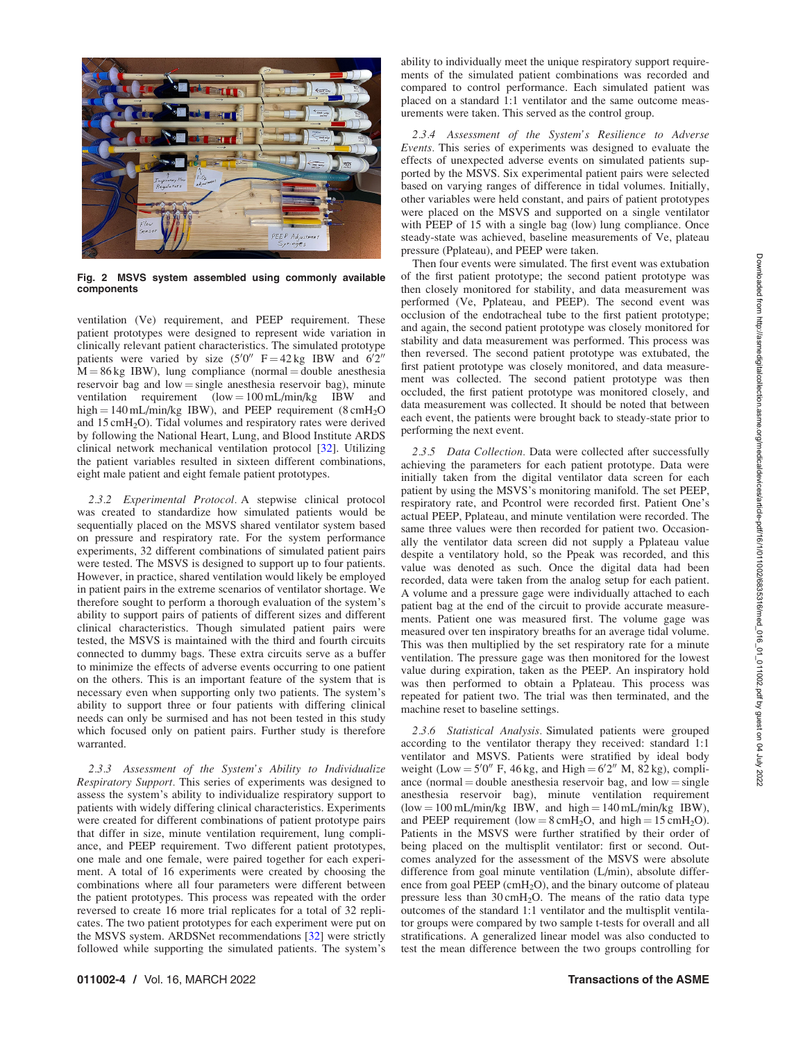Fig. 2 MSVS system assembled using commonly available components

ventilation (Ve) requirement, and PEEP requirement. These patient prototypes were designed to represent wide variation in clinically relevant patient characteristics. The simulated prototype patients were varied by size (5′0″ F = 42 kg IBW and 6′2″ M = 86 kg IBW), lung compliance (normal = double anesthesia reservoir bag and low = single anesthesia reservoir bag), minute ventilation requirement (low = 100 mL/min/kg IBW and high = 140 mL/min/kg IBW), and PEEP requirement (8 $cmH_2O$ and 15 $cmH_2O$). Tidal volumes and respiratory rates were derived by following the National Heart, Lung, and Blood Institute ARDS clinical network mechanical ventilation protocol [32]. Utilizing the patient variables resulted in sixteen different combinations, eight male patient and eight female patient prototypes.

*2.3.2 Experimental Protocol.* A stepwise clinical protocol was created to standardize how simulated patients would be sequentially placed on the MSVS shared ventilator system based on pressure and respiratory rate. For the system performance experiments, 32 different combinations of simulated patient pairs were tested. The MSVS is designed to support up to four patients. However, in practice, shared ventilation would likely be employed in patient pairs in the extreme scenarios of ventilator shortage. We therefore sought to perform a thorough evaluation of the system's ability to support pairs of patients of different sizes and different clinical characteristics. Though simulated patient pairs were tested, the MSVS is maintained with the third and fourth circuits connected to dummy bags. These extra circuits serve as a buffer to minimize the effects of adverse events occurring to one patient on the others. This is an important feature of the system that is necessary even when supporting only two patients. The system's ability to support three or four patients with differing clinical needs can only be surmised and has not been tested in this study which focused only on patient pairs. Further study is therefore warranted.

*2.3.3 Assessment of the System's Ability to Individualize Respiratory Support.* This series of experiments was designed to assess the system's ability to individualize respiratory support to patients with widely differing clinical characteristics. Experiments were created for different combinations of patient prototype pairs that differ in size, minute ventilation requirement, lung compliance, and PEEP requirement. Two different patient prototypes, one male and one female, were paired together for each experiment. A total of 16 experiments were created by choosing the combinations where all four parameters were different between the patient prototypes. This process was repeated with the order reversed to create 16 more trial replicates for a total of 32 replicates. The two patient prototypes for each experiment were put on the MSVS system. ARDSNet recommendations [32] were strictly followed while supporting the simulated patients. The system's ability to individually meet the unique respiratory support requirements of the simulated patient combinations was recorded and compared to control performance. Each simulated patient was placed on a standard 1:1 ventilator and the same outcome measurements were taken. This served as the control group.

*2.3.4 Assessment of the System's Resilience to Adverse Events.* This series of experiments was designed to evaluate the effects of unexpected adverse events on simulated patients supported by the MSVS. Six experimental patient pairs were selected based on varying ranges of difference in tidal volumes. Initially, other variables were held constant, and pairs of patient prototypes were placed on the MSVS and supported on a single ventilator with PEEP of 15 with a single bag (low) lung compliance. Once steady-state was achieved, baseline measurements of Ve, plateau pressure (Pplateau), and PEEP were taken.

Then four events were simulated. The first event was extubation of the first patient prototype; the second patient prototype was then closely monitored for stability, and data measurement was performed (Ve, Pplateau, and PEEP). The second event was occlusion of the endotracheal tube to the first patient prototype; and again, the second patient prototype was closely monitored for stability and data measurement was performed. This process was then reversed. The second patient prototype was extubated, the first patient prototype was closely monitored, and data measurement was collected. The second patient prototype was then occluded, the first patient prototype was monitored closely, and data measurement was collected. It should be noted that between each event, the patients were brought back to steady-state prior to performing the next event.

*2.3.5 Data Collection.* Data were collected after successfully achieving the parameters for each patient prototype. Data were initially taken from the digital ventilator data screen for each patient by using the MSVS's monitoring manifold. The set PEEP, respiratory rate, and Pcontrol were recorded first. Patient One's actual PEEP, Pplateau, and minute ventilation were recorded. The same three values were then recorded for patient two. Occasionally the ventilator data screen did not supply a Pplateau value despite a ventilatory hold, so the Ppeak was recorded, and this value was denoted as such. Once the digital data had been recorded, data were taken from the analog setup for each patient. A volume and a pressure gage were individually attached to each patient bag at the end of the circuit to provide accurate measurements. Patient one was measured first. The volume gage was measured over ten inspiratory breaths for an average tidal volume. This was then multiplied by the set respiratory rate for a minute ventilation. The pressure gage was then monitored for the lowest value during expiration, taken as the PEEP. An inspiratory hold was then performed to obtain a Pplateau. This process was repeated for patient two. The trial was then terminated, and the machine reset to baseline settings.

*2.3.6 Statistical Analysis.* Simulated patients were grouped according to the ventilator therapy they received: standard 1:1 ventilator and MSVS. Patients were stratified by ideal body weight (Low = 5′0″ F, 46 kg, and High = 6′2″ M, 82 kg), compliance (normal = double anesthesia reservoir bag, and low = single anesthesia reservoir bag), minute ventilation requirement (low = 100 mL/min/kg IBW, and high = 140 mL/min/kg IBW), and PEEP requirement (low = 8 $cmH_2O$, and high = 15 $cmH_2O$). Patients in the MSVS were further stratified by their order of being placed on the multisplit ventilator: first or second. Outcomes analyzed for the assessment of the MSVS were absolute difference from goal minute ventilation (L/min), absolute difference from goal PEEP ($cmH_2O$), and the binary outcome of plateau pressure less than 30 $cmH_2O$. The means of the ratio data type outcomes of the standard 1:1 ventilator and the multisplit ventilator groups were compared by two sample t-tests for overall and all stratifications. A generalized linear model was also conducted to test the mean difference between the two groups controlling for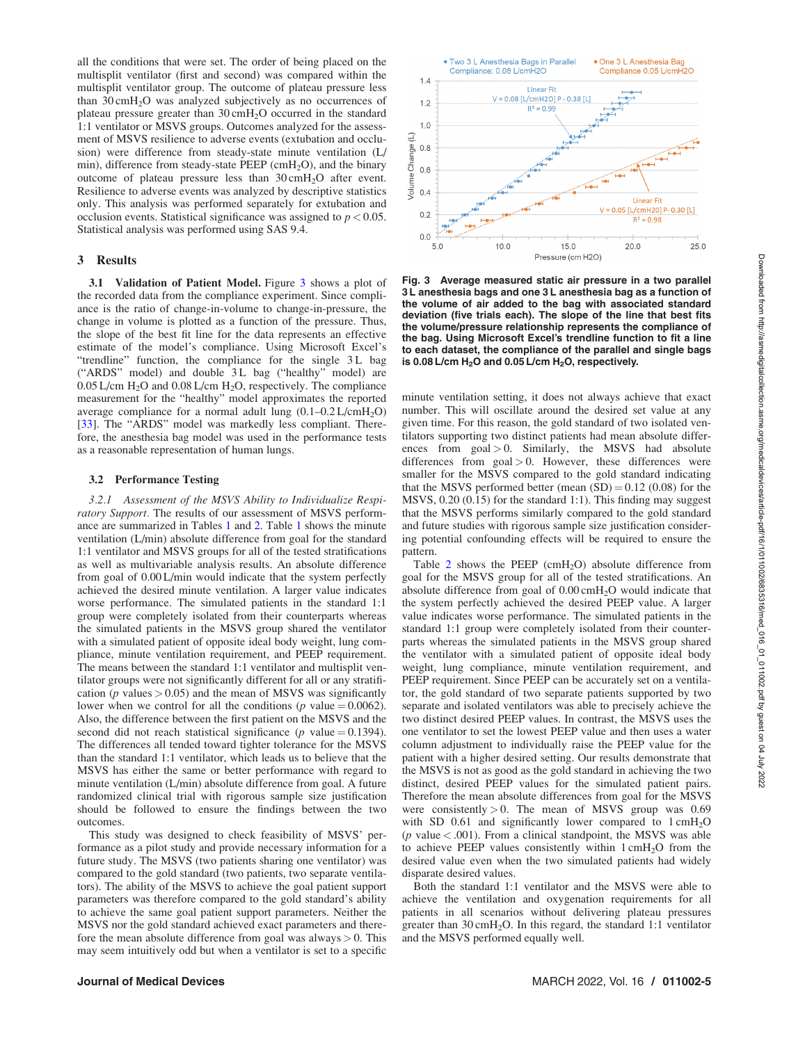all the conditions that were set. The order of being placed on the multisplit ventilator (first and second) was compared within the multisplit ventilator group. The outcome of plateau pressure less than 30 $cmH_2O$ was analyzed subjectively as no occurrences of plateau pressure greater than 30 $cmH_2O$ occurred in the standard 1:1 ventilator or MSVS groups. Outcomes analyzed for the assessment of MSVS resilience to adverse events (extubation and occlusion) were difference from steady-state minute ventilation (L/min), difference from steady-state PEEP ($cmH_2O$), and the binary outcome of plateau pressure less than 30 $cmH_2O$ after event. Resilience to adverse events was analyzed by descriptive statistics only. This analysis was performed separately for extubation and occlusion events. Statistical significance was assigned to $p < 0.05$. Statistical analysis was performed using SAS 9.4.

## 3 Results

**3.1 Validation of Patient Model.** Figure 3 shows a plot of the recorded data from the compliance experiment. Since compliance is the ratio of change-in-volume to change-in-pressure, the change in volume is plotted as a function of the pressure. Thus, the slope of the best fit line for the data represents an effective estimate of the model's compliance. Using Microsoft Excel's "trendline" function, the compliance for the single 3 L bag ("ARDS" model) and double 3 L bag ("healthy" model) are 0.05 L/cm $H_2O$ and 0.08 L/cm $H_2O$, respectively. The compliance measurement for the "healthy" model approximates the reported average compliance for a normal adult lung (0.1–0.2 L/cm$H_2O$) [33]. The "ARDS" model was markedly less compliant. Therefore, the anesthesia bag model was used in the performance tests as a reasonable representation of human lungs.

Two 3 L Anesthesia Bags in Parallel Compliance: 0.08 L/cmH2O
One 3 L Anesthesia Bag Compliance 0.05 L/cmH2O
Linear Fit
V = 0.08 [L/cmH2O] P - 0.38 [L]
R² = 0.99
Linear Fit
V = 0.05 [L/cmH2O] P- 0.30 [L]
R² = 0.98
Volume Change (L)
Pressure (cm H2O)
1.4
1.2
1.0
0.8
0.6
0.4
0.2
0.0
5.0
10.0
15.0
20.0
25.0

**Fig. 3 Average measured static air pressure in a two parallel 3 L anesthesia bags and one 3 L anesthesia bag as a function of the volume of air added to the bag with associated standard deviation (five trials each). The slope of the line that best fits the volume/pressure relationship represents the compliance of the bag. Using Microsoft Excel's trendline function to fit a line to each dataset, the compliance of the parallel and single bags is 0.08 L/cm $H_2O$ and 0.05 L/cm $H_2O$, respectively.**

### 3.2 Performance Testing

*3.2.1 Assessment of the MSVS Ability to Individualize Respiratory Support.* The results of our assessment of MSVS performance are summarized in Tables 1 and 2. Table 1 shows the minute ventilation (L/min) absolute difference from goal for the standard 1:1 ventilator and MSVS groups for all of the tested stratifications as well as multivariable analysis results. An absolute difference from goal of 0.00 L/min would indicate that the system perfectly achieved the desired minute ventilation. A larger value indicates worse performance. The simulated patients in the standard 1:1 group were completely isolated from their counterparts whereas the simulated patients in the MSVS group shared the ventilator with a simulated patient of opposite ideal body weight, lung compliance, minute ventilation requirement, and PEEP requirement. The means between the standard 1:1 ventilator and multisplit ventilator groups were not significantly different for all or any stratification ($p$ values > 0.05) and the mean of MSVS was significantly lower when we control for all the conditions ($p$ value = 0.0062). Also, the difference between the first patient on the MSVS and the second did not reach statistical significance ($p$ value = 0.1394). The differences all tended toward tighter tolerance for the MSVS than the standard 1:1 ventilator, which leads us to believe that the MSVS has either the same or better performance with regard to minute ventilation (L/min) absolute difference from goal. A future randomized clinical trial with rigorous sample size justification should be followed to ensure the findings between the two outcomes.

This study was designed to check feasibility of MSVS' performance as a pilot study and provide necessary information for a future study. The MSVS (two patients sharing one ventilator) was compared to the gold standard (two patients, two separate ventilators). The ability of the MSVS to achieve the goal patient support parameters was therefore compared to the gold standard's ability to achieve the same goal patient support parameters. Neither the MSVS nor the gold standard achieved exact parameters and therefore the mean absolute difference from goal was always > 0. This may seem intuitively odd but when a ventilator is set to a specific minute ventilation setting, it does not always achieve that exact number. This will oscillate around the desired set value at any given time. For this reason, the gold standard of two isolated ventilators supporting two distinct patients had mean absolute differences from goal > 0. Similarly, the MSVS had absolute differences from goal > 0. However, these differences were smaller for the MSVS compared to the gold standard indicating that the MSVS performed better (mean (SD) = 0.12 (0.08) for the MSVS, 0.20 (0.15) for the standard 1:1). This finding may suggest that the MSVS performs similarly compared to the gold standard and future studies with rigorous sample size justification considering potential confounding effects will be required to ensure the pattern.

Table 2 shows the PEEP ($cmH_2O$) absolute difference from goal for the MSVS group for all of the tested stratifications. An absolute difference from goal of 0.00 $cmH_2O$ would indicate that the system perfectly achieved the desired PEEP value. A larger value indicates worse performance. The simulated patients in the standard 1:1 group were completely isolated from their counterparts whereas the simulated patients in the MSVS group shared the ventilator with a simulated patient of opposite ideal body weight, lung compliance, minute ventilation requirement, and PEEP requirement. Since PEEP can be accurately set on a ventilator, the gold standard of two separate patients supported by two separate and isolated ventilators was able to precisely achieve the two distinct desired PEEP values. In contrast, the MSVS uses the one ventilator to set the lowest PEEP value and then uses a water column adjustment to individually raise the PEEP value for the patient with a higher desired setting. Our results demonstrate that the MSVS is not as good as the gold standard in achieving the two distinct, desired PEEP values for the simulated patient pairs. Therefore the mean absolute differences from goal for the MSVS were consistently > 0. The mean of MSVS group was 0.69 with SD 0.61 and significantly lower compared to 1 $cmH_2O$ ($p$ value < .001). From a clinical standpoint, the MSVS was able to achieve PEEP values consistently within 1 $cmH_2O$ from the desired value even when the two simulated patients had widely disparate desired values.

Both the standard 1:1 ventilator and the MSVS were able to achieve the ventilation and oxygenation requirements for all patients in all scenarios without delivering plateau pressures greater than 30 $cmH_2O$. In this regard, the standard 1:1 ventilator and the MSVS performed equally well.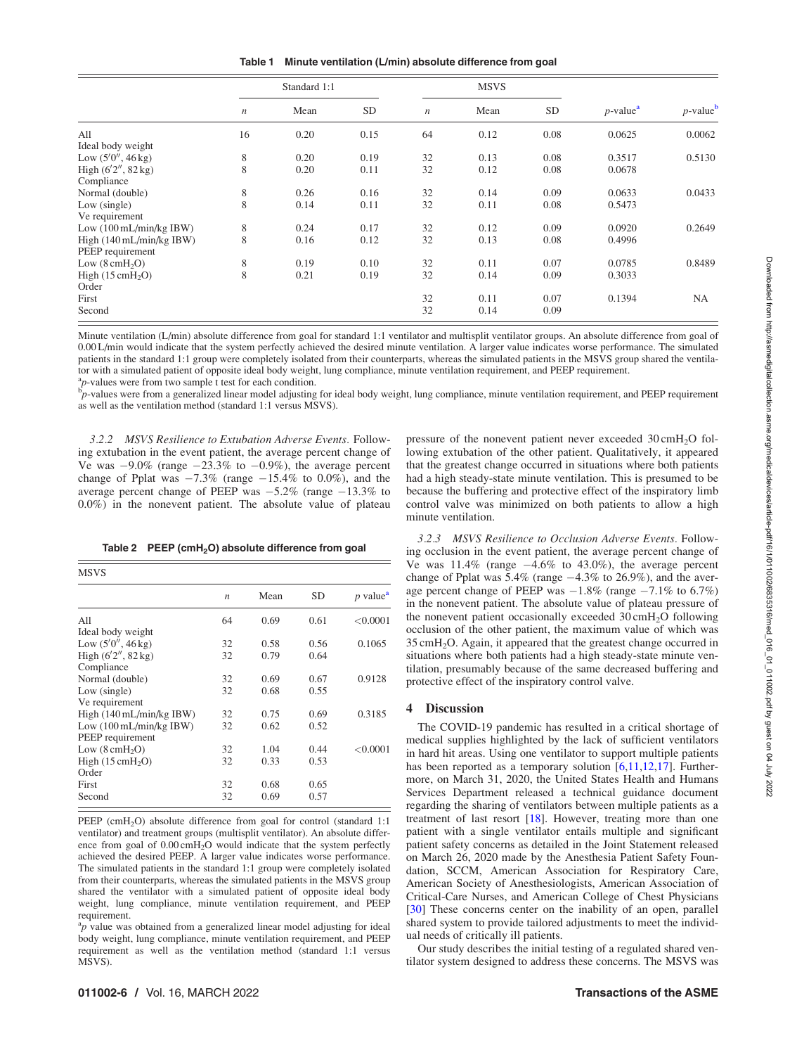**Table 1 Minute ventilation (L/min) absolute difference from goal**

| | Standard 1:1 | | | MSVS | | | | |
|---|---|---|---|---|---|---|---|---|
| | $n$ | Mean | SD | $n$ | Mean | SD | $p$-value[a] | $p$-value[b] |
| All | 16 | 0.20 | 0.15 | 64 | 0.12 | 0.08 | 0.0625 | 0.0062 |
| Ideal body weight | | | | | | | | |
| Low (5′0″, 46 kg) | 8 | 0.20 | 0.19 | 32 | 0.13 | 0.08 | 0.3517 | 0.5130 |
| High (6′2″, 82 kg) | 8 | 0.20 | 0.11 | 32 | 0.12 | 0.08 | 0.0678 | |
| Compliance | | | | | | | | |
| Normal (double) | 8 | 0.26 | 0.16 | 32 | 0.14 | 0.09 | 0.0633 | 0.0433 |
| Low (single) | 8 | 0.14 | 0.11 | 32 | 0.11 | 0.08 | 0.5473 | |
| Ve requirement | | | | | | | | |
| Low (100 mL/min/kg IBW) | 8 | 0.24 | 0.17 | 32 | 0.12 | 0.09 | 0.0920 | 0.2649 |
| High (140 mL/min/kg IBW) | 8 | 0.16 | 0.12 | 32 | 0.13 | 0.08 | 0.4996 | |
| PEEP requirement | | | | | | | | |
| Low (8 cm$H_2O$) | 8 | 0.19 | 0.10 | 32 | 0.11 | 0.07 | 0.0785 | 0.8489 |
| High (15 cm$H_2O$) | 8 | 0.21 | 0.19 | 32 | 0.14 | 0.09 | 0.3033 | |
| Order | | | | | | | | |
| First | | | | 32 | 0.11 | 0.07 | 0.1394 | NA |
| Second | | | | 32 | 0.14 | 0.09 | | |

Minute ventilation (L/min) absolute difference from goal for standard 1:1 ventilator and multisplit ventilator groups. An absolute difference from goal of 0.00 L/min would indicate that the system perfectly achieved the desired minute ventilation. A larger value indicates worse performance. The simulated patients in the standard 1:1 group were completely isolated from their counterparts, whereas the simulated patients in the MSVS group shared the ventilator with a simulated patient of opposite ideal body weight, lung compliance, minute ventilation requirement, and PEEP requirement.
[a] $p$-values were from two sample t test for each condition.
[b] $p$-values were from a generalized linear model adjusting for ideal body weight, lung compliance, minute ventilation requirement, and PEEP requirement as well as the ventilation method (standard 1:1 versus MSVS).

*3.2.2 MSVS Resilience to Extubation Adverse Events.* Following extubation in the event patient, the average percent change of Ve was −9.0% (range −23.3% to −0.9%), the average percent change of Pplat was −7.3% (range −15.4% to 0.0%), and the average percent change of PEEP was −5.2% (range −13.3% to 0.0%) in the nonevent patient. The absolute value of plateau pressure of the nonevent patient never exceeded 30 cm$H_2O$ following extubation of the other patient. Qualitatively, it appeared that the greatest change occurred in situations where both patients had a high steady-state minute ventilation. This is presumed to be because the buffering and protective effect of the inspiratory limb control valve was minimized on both patients to allow a high minute ventilation.

**Table 2 PEEP (cm$H_2O$) absolute difference from goal**

| MSVS | | | | |
|---|---|---|---|---|
| | $n$ | Mean | SD | $p$ value[a] |
| All | 64 | 0.69 | 0.61 | <0.0001 |
| Ideal body weight | | | | |
| Low (5′0″, 46 kg) | 32 | 0.58 | 0.56 | 0.1065 |
| High (6′2″, 82 kg) | 32 | 0.79 | 0.64 | |
| Compliance | | | | |
| Normal (double) | 32 | 0.69 | 0.67 | 0.9128 |
| Low (single) | 32 | 0.68 | 0.55 | |
| Ve requirement | | | | |
| High (140 mL/min/kg IBW) | 32 | 0.75 | 0.69 | 0.3185 |
| Low (100 mL/min/kg IBW) | 32 | 0.62 | 0.52 | |
| PEEP requirement | | | | |
| Low (8 cm$H_2O$) | 32 | 1.04 | 0.44 | <0.0001 |
| High (15 cm$H_2O$) | 32 | 0.33 | 0.53 | |
| Order | | | | |
| First | 32 | 0.68 | 0.65 | |
| Second | 32 | 0.69 | 0.57 | |

PEEP (cm$H_2O$) absolute difference from goal for control (standard 1:1 ventilator) and treatment groups (multisplit ventilator). An absolute difference from goal of 0.00 cm$H_2O$ would indicate that the system perfectly achieved the desired PEEP. A larger value indicates worse performance. The simulated patients in the standard 1:1 group were completely isolated from their counterparts, whereas the simulated patients in the MSVS group shared the ventilator with a simulated patient of opposite ideal body weight, lung compliance, minute ventilation requirement, and PEEP requirement.
[a] $p$ value was obtained from a generalized linear model adjusting for ideal body weight, lung compliance, minute ventilation requirement, and PEEP requirement as well as the ventilation method (standard 1:1 versus MSVS).

*3.2.3 MSVS Resilience to Occlusion Adverse Events.* Following occlusion in the event patient, the average percent change of Ve was 11.4% (range −4.6% to 43.0%), the average percent change of Pplat was 5.4% (range −4.3% to 26.9%), and the average percent change of PEEP was −1.8% (range −7.1% to 6.7%) in the nonevent patient. The absolute value of plateau pressure of the nonevent patient occasionally exceeded 30 cm$H_2O$ following occlusion of the other patient, the maximum value of which was 35 cm$H_2O$. Again, it appeared that the greatest change occurred in situations where both patients had a high steady-state minute ventilation, presumably because of the same decreased buffering and protective effect of the inspiratory control valve.

## 4 Discussion

The COVID-19 pandemic has resulted in a critical shortage of medical supplies highlighted by the lack of sufficient ventilators in hard hit areas. Using one ventilator to support multiple patients has been reported as a temporary solution [6,11,12,17]. Furthermore, on March 31, 2020, the United States Health and Humans Services Department released a technical guidance document regarding the sharing of ventilators between multiple patients as a treatment of last resort [18]. However, treating more than one patient with a single ventilator entails multiple and significant patient safety concerns as detailed in the Joint Statement released on March 26, 2020 made by the Anesthesia Patient Safety Foundation, SCCM, American Association for Respiratory Care, American Society of Anesthesiologists, American Association of Critical-Care Nurses, and American College of Chest Physicians [30] These concerns center on the inability of an open, parallel shared system to provide tailored adjustments to meet the individual needs of critically ill patients.

Our study describes the initial testing of a regulated shared ventilator system designed to address these concerns. The MSVS was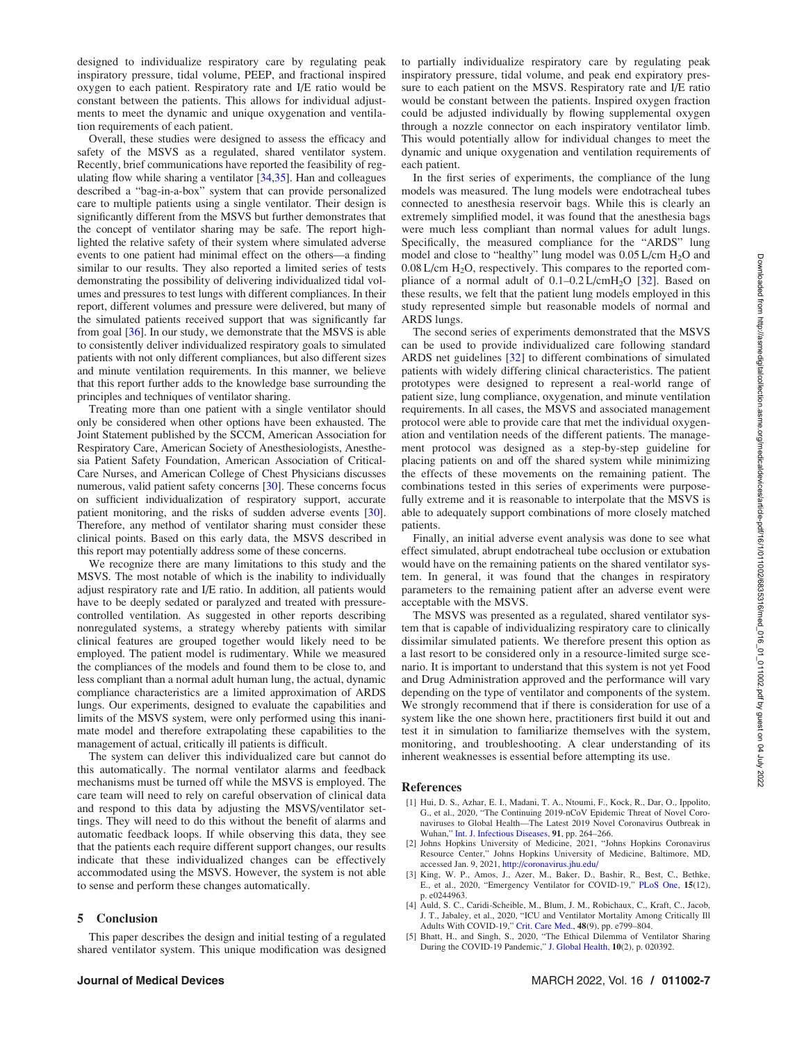designed to individualize respiratory care by regulating peak inspiratory pressure, tidal volume, PEEP, and fractional inspired oxygen to each patient. Respiratory rate and I/E ratio would be constant between the patients. This allows for individual adjustments to meet the dynamic and unique oxygenation and ventilation requirements of each patient.

Overall, these studies were designed to assess the efficacy and safety of the MSVS as a regulated, shared ventilator system. Recently, brief communications have reported the feasibility of regulating flow while sharing a ventilator [34,35]. Han and colleagues described a "bag-in-a-box" system that can provide personalized care to multiple patients using a single ventilator. Their design is significantly different from the MSVS but further demonstrates that the concept of ventilator sharing may be safe. The report highlighted the relative safety of their system where simulated adverse events to one patient had minimal effect on the others—a finding similar to our results. They also reported a limited series of tests demonstrating the possibility of delivering individualized tidal volumes and pressures to test lungs with different compliances. In their report, different volumes and pressure were delivered, but many of the simulated patients received support that was significantly far from goal [36]. In our study, we demonstrate that the MSVS is able to consistently deliver individualized respiratory goals to simulated patients with not only different compliances, but also different sizes and minute ventilation requirements. In this manner, we believe that this report further adds to the knowledge base surrounding the principles and techniques of ventilator sharing.

Treating more than one patient with a single ventilator should only be considered when other options have been exhausted. The Joint Statement published by the SCCM, American Association for Respiratory Care, American Society of Anesthesiologists, Anesthesia Patient Safety Foundation, American Association of Critical-Care Nurses, and American College of Chest Physicians discusses numerous, valid patient safety concerns [30]. These concerns focus on sufficient individualization of respiratory support, accurate patient monitoring, and the risks of sudden adverse events [30]. Therefore, any method of ventilator sharing must consider these clinical points. Based on this early data, the MSVS described in this report may potentially address some of these concerns.

We recognize there are many limitations to this study and the MSVS. The most notable of which is the inability to individually adjust respiratory rate and I/E ratio. In addition, all patients would have to be deeply sedated or paralyzed and treated with pressure-controlled ventilation. As suggested in other reports describing nonregulated systems, a strategy whereby patients with similar clinical features are grouped together would likely need to be employed. The patient model is rudimentary. While we measured the compliances of the models and found them to be close to, and less compliant than a normal adult human lung, the actual, dynamic compliance characteristics are a limited approximation of ARDS lungs. Our experiments, designed to evaluate the capabilities and limits of the MSVS system, were only performed using this inanimate model and therefore extrapolating these capabilities to the management of actual, critically ill patients is difficult.

The system can deliver this individualized care but cannot do this automatically. The normal ventilator alarms and feedback mechanisms must be turned off while the MSVS is employed. The care team will need to rely on careful observation of clinical data and respond to this data by adjusting the MSVS/ventilator settings. They will need to do this without the benefit of alarms and automatic feedback loops. If while observing this data, they see that the patients each require different support changes, our results indicate that these individualized changes can be effectively accommodated using the MSVS. However, the system is not able to sense and perform these changes automatically.

## 5 Conclusion

This paper describes the design and initial testing of a regulated shared ventilator system. This unique modification was designed to partially individualize respiratory care by regulating peak inspiratory pressure, tidal volume, and peak end expiratory pressure to each patient on the MSVS. Respiratory rate and I/E ratio would be constant between the patients. Inspired oxygen fraction could be adjusted individually by flowing supplemental oxygen through a nozzle connector on each inspiratory ventilator limb. This would potentially allow for individual changes to meet the dynamic and unique oxygenation and ventilation requirements of each patient.

In the first series of experiments, the compliance of the lung models was measured. The lung models were endotracheal tubes connected to anesthesia reservoir bags. While this is clearly an extremely simplified model, it was found that the anesthesia bags were much less compliant than normal values for adult lungs. Specifically, the measured compliance for the "ARDS" lung model and close to "healthy" lung model was 0.05 L/cm $H_2O$ and 0.08 L/cm $H_2O$, respectively. This compares to the reported compliance of a normal adult of 0.1–0.2 L/cm$H_2O$ [32]. Based on these results, we felt that the patient lung models employed in this study represented simple but reasonable models of normal and ARDS lungs.

The second series of experiments demonstrated that the MSVS can be used to provide individualized care following standard ARDS net guidelines [32] to different combinations of simulated patients with widely differing clinical characteristics. The patient prototypes were designed to represent a real-world range of patient size, lung compliance, oxygenation, and minute ventilation requirements. In all cases, the MSVS and associated management protocol were able to provide care that met the individual oxygenation and ventilation needs of the different patients. The management protocol was designed as a step-by-step guideline for placing patients on and off the shared system while minimizing the effects of these movements on the remaining patient. The combinations tested in this series of experiments were purposefully extreme and it is reasonable to interpolate that the MSVS is able to adequately support combinations of more closely matched patients.

Finally, an initial adverse event analysis was done to see what effect simulated, abrupt endotracheal tube occlusion or extubation would have on the remaining patients on the shared ventilator system. In general, it was found that the changes in respiratory parameters to the remaining patient after an adverse event were acceptable with the MSVS.

The MSVS was presented as a regulated, shared ventilator system that is capable of individualizing respiratory care to clinically dissimilar simulated patients. We therefore present this option as a last resort to be considered only in a resource-limited surge scenario. It is important to understand that this system is not yet Food and Drug Administration approved and the performance will vary depending on the type of ventilator and components of the system. We strongly recommend that if there is consideration for use of a system like the one shown here, practitioners first build it out and test it in simulation to familiarize themselves with the system, monitoring, and troubleshooting. A clear understanding of its inherent weaknesses is essential before attempting its use.

## References

[1] Hui, D. S., Azhar, E. I., Madani, T. A., Ntoumi, F., Kock, R., Dar, O., Ippolito, G., et al., 2020, "The Continuing 2019-nCoV Epidemic Threat of Novel Coronaviruses to Global Health—The Latest 2019 Novel Coronavirus Outbreak in Wuhan," Int. J. Infectious Diseases, 91, pp. 264–266.

[2] Johns Hopkins University of Medicine, 2021, "Johns Hopkins Coronavirus Resource Center," Johns Hopkins University of Medicine, Baltimore, MD, accessed Jan. 9, 2021, http://coronavirus.jhu.edu/

[3] King, W. P., Amos, J., Azer, M., Baker, D., Bashir, R., Best, C., Bethke, E., et al., 2020, "Emergency Ventilator for COVID-19," PLoS One, 15(12), p. e0244963.

[4] Auld, S. C., Caridi-Scheible, M., Blum, J. M., Robichaux, C., Kraft, C., Jacob, J. T., Jabaley, et al., 2020, "ICU and Ventilator Mortality Among Critically Ill Adults With COVID-19," Crit. Care Med., 48(9), pp. e799–804.

[5] Bhatt, H., and Singh, S., 2020, "The Ethical Dilemma of Ventilator Sharing During the COVID-19 Pandemic," J. Global Health, 10(2), p. 020392.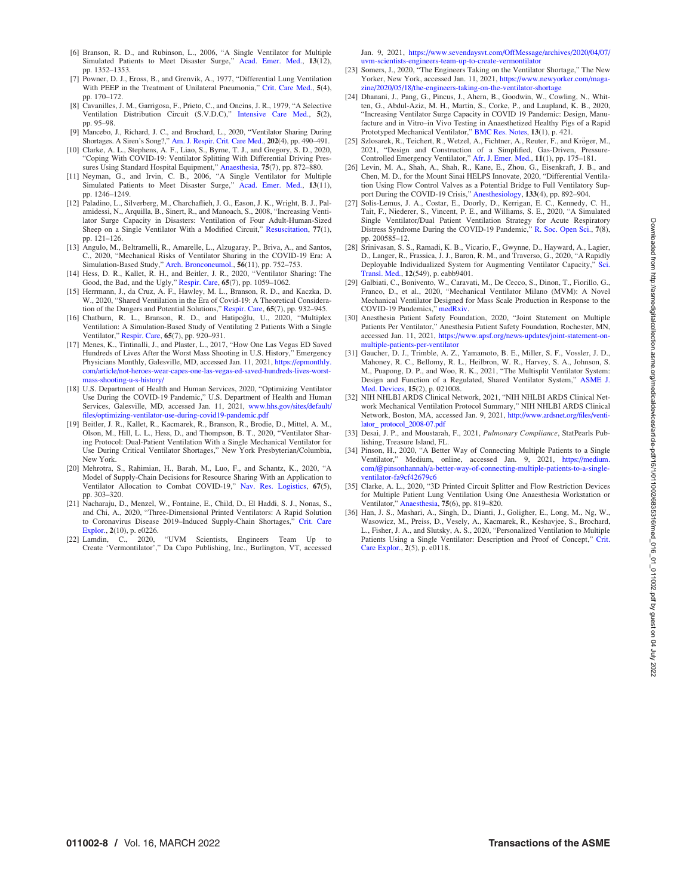[6] Branson, R. D., and Rubinson, L., 2006, "A Single Ventilator for Multiple Simulated Patients to Meet Disaster Surge," Acad. Emer. Med., **13**(12), pp. 1352–1353.

[7] Powner, D. J., Eross, B., and Grenvik, A., 1977, "Differential Lung Ventilation With PEEP in the Treatment of Unilateral Pneumonia," Crit. Care Med., **5**(4), pp. 170–172.

[8] Cavanilles, J. M., Garrigosa, F., Prieto, C., and Oncins, J. R., 1979, "A Selective Ventilation Distribution Circuit (S.V.D.C)," Intensive Care Med., **5**(2), pp. 95–98.

[9] Mancebo, J., Richard, J. C., and Brochard, L., 2020, "Ventilator Sharing During Shortages. A Siren's Song?," Am. J. Respir. Crit. Care Med., **202**(4), pp. 490–491.

[10] Clarke, A. L., Stephens, A. F., Liao, S., Byrne, T. J., and Gregory, S. D., 2020, "Coping With COVID-19: Ventilator Splitting With Differential Driving Pressures Using Standard Hospital Equipment," Anaesthesia, **75**(7), pp. 872–880.

[11] Neyman, G., and Irvin, C. B., 2006, "A Single Ventilator for Multiple Simulated Patients to Meet Disaster Surge," Acad. Emer. Med., **13**(11), pp. 1246–1249.

[12] Paladino, L., Silverberg, M., Charchaflieh, J. G., Eason, J. K., Wright, B. J., Palamidessi, N., Arquilla, B., Sinert, R., and Manoach, S., 2008, "Increasing Ventilator Surge Capacity in Disasters: Ventilation of Four Adult-Human-Sized Sheep on a Single Ventilator With a Modified Circuit," Resuscitation, **77**(1), pp. 121–126.

[13] Angulo, M., Beltramelli, R., Amarelle, L., Alzugaray, P., Briva, A., and Santos, C., 2020, "Mechanical Risks of Ventilator Sharing in the COVID-19 Era: A Simulation-Based Study," Arch. Bronconeumol., **56**(11), pp. 752–753.

[14] Hess, D. R., Kallet, R. H., and Beitler, J. R., 2020, "Ventilator Sharing: The Good, the Bad, and the Ugly," Respir. Care, **65**(7), pp. 1059–1062.

[15] Herrmann, J., da Cruz, A. F., Hawley, M. L., Branson, R. D., and Kaczka, D. W., 2020, "Shared Ventilation in the Era of Covid-19: A Theoretical Consideration of the Dangers and Potential Solutions," Respir. Care, **65**(7), pp. 932–945.

[16] Chatburn, R. L., Branson, R. D., and Hatipoğlu, U., 2020, "Multiplex Ventilation: A Simulation-Based Study of Ventilating 2 Patients With a Single Ventilator," Respir. Care, **65**(7), pp. 920–931.

[17] Menes, K., Tintinalli, J., and Plaster, L., 2017, "How One Las Vegas ED Saved Hundreds of Lives After the Worst Mass Shooting in U.S. History," Emergency Physicians Monthly, Galesville, MD, accessed Jan. 11, 2021, https://epmonthly.com/article/not-heroes-wear-capes-one-las-vegas-ed-saved-hundreds-lives-worst-mass-shooting-u-s-history/

[18] U.S. Department of Health and Human Services, 2020, "Optimizing Ventilator Use During the COVID-19 Pandemic," U.S. Department of Health and Human Services, Galesville, MD, accessed Jan. 11, 2021, www.hhs.gov/sites/default/files/optimizing-ventilator-use-during-covid19-pandemic.pdf

[19] Beitler, J. R., Kallet, R., Kacmarek, R., Branson, R., Brodie, D., Mittel, A. M., Olson, M., Hill, L. L., Hess, D., and Thompson, B. T., 2020, "Ventilator Sharing Protocol: Dual-Patient Ventilation With a Single Mechanical Ventilator for Use During Critical Ventilator Shortages," New York Presbyterian/Columbia, New York.

[20] Mehrotra, S., Rahimian, H., Barah, M., Luo, F., and Schantz, K., 2020, "A Model of Supply-Chain Decisions for Resource Sharing With an Application to Ventilator Allocation to Combat COVID-19," Nav. Res. Logistics, **67**(5), pp. 303–320.

[21] Nacharaju, D., Menzel, W., Fontaine, E., Child, D., El Haddi, S. J., Nonas, S., and Chi, A., 2020, "Three-Dimensional Printed Ventilators: A Rapid Solution to Coronavirus Disease 2019–Induced Supply-Chain Shortages," Crit. Care Explor., **2**(10), p. e0226.

[22] Lamdin, C., 2020, "UVM Scientists, Engineers Team Up to Create 'Vermontilator'," Da Capo Publishing, Inc., Burlington, VT, accessed Jan. 9, 2021, https://www.sevendaysvt.com/OffMessage/archives/2020/04/07/uvm-scientists-engineers-team-up-to-create-vermontilator

[23] Somers, J., 2020, "The Engineers Taking on the Ventilator Shortage," The New Yorker, New York, accessed Jan. 11, 2021, https://www.newyorker.com/magazine/2020/05/18/the-engineers-taking-on-the-ventilator-shortage

[24] Dhanani, J., Pang, G., Pincus, J., Ahern, B., Goodwin, W., Cowling, N., Whitten, G., Abdul-Aziz, M. H., Martin, S., Corke, P., and Laupland, K. B., 2020, "Increasing Ventilator Surge Capacity in COVID 19 Pandemic: Design, Manufacture and in Vitro–in Vivo Testing in Anaesthetized Healthy Pigs of a Rapid Prototyped Mechanical Ventilator," BMC Res. Notes, **13**(1), p. 421.

[25] Szlosarek, R., Teichert, R., Wetzel, A., Fichtner, A., Reuter, F., and Kröger, M., 2021, "Design and Construction of a Simplified, Gas-Driven, Pressure-Controlled Emergency Ventilator," Afr. J. Emer. Med., **11**(1), pp. 175–181.

[26] Levin, M. A., Shah, A., Shah, R., Kane, E., Zhou, G., Eisenkraft, J. B., and Chen, M. D., for the Mount Sinai HELPS Innovate, 2020, "Differential Ventilation Using Flow Control Valves as a Potential Bridge to Full Ventilatory Support During the COVID-19 Crisis," Anesthesiology, **133**(4), pp. 892–904.

[27] Solis-Lemus, J. A., Costar, E., Doorly, D., Kerrigan, E. C., Kennedy, C. H., Tait, F., Niederer, S., Vincent, P. E., and Williams, S. E., 2020, "A Simulated Single Ventilator/Dual Patient Ventilation Strategy for Acute Respiratory Distress Syndrome During the COVID-19 Pandemic," R. Soc. Open Sci., **7**(8), pp. 200585–12.

[28] Srinivasan, S. S., Ramadi, K. B., Vicario, F., Gwynne, D., Hayward, A., Lagier, D., Langer, R., Frassica, J. J., Baron, R. M., and Traverso, G., 2020, "A Rapidly Deployable Individualized System for Augmenting Ventilator Capacity," Sci. Transl. Med., **12**(549), p. eabb9401.

[29] Galbiati, C., Bonivento, W., Caravati, M., De Cecco, S., Dinon, T., Fiorillo, G., Franco, D., et al., 2020, "Mechanical Ventilator Milano (MVM): A Novel Mechanical Ventilator Designed for Mass Scale Production in Response to the COVID-19 Pandemics," medRxiv.

[30] Anesthesia Patient Safety Foundation, 2020, "Joint Statement on Multiple Patients Per Ventilator," Anesthesia Patient Safety Foundation, Rochester, MN, accessed Jan. 11, 2021, https://www.apsf.org/news-updates/joint-statement-on-multiple-patients-per-ventilator

[31] Gaucher, D. J., Trimble, A. Z., Yamamoto, B. E., Miller, S. F., Vossler, J. D., Mahoney, R. C., Bellomy, R. L., Heilbron, W. R., Harvey, S. A., Johnson, S. M., Puapong, D. P., and Woo, R. K., 2021, "The Multisplit Ventilator System: Design and Function of a Regulated, Shared Ventilator System," ASME J. Med. Devices, **15**(2), p. 021008.

[32] NIH NHLBI ARDS Clinical Network, 2021, "NIH NHLBI ARDS Clinical Network Mechanical Ventilation Protocol Summary," NIH NHLBI ARDS Clinical Network, Boston, MA, accessed Jan. 9, 2021, http://www.ardsnet.org/files/ventilator_ protocol_2008-07.pdf

[33] Desai, J. P., and Moustarah, F., 2021, *Pulmonary Compliance*, StatPearls Publishing, Treasure Island, FL.

[34] Pinson, H., 2020, "A Better Way of Connecting Multiple Patients to a Single Ventilator," Medium, online, accessed Jan. 9, 2021, https://medium.com/@pinsonhannah/a-better-way-of-connecting-multiple-patients-to-a-single-ventilator-fa9cf42679c6

[35] Clarke, A. L., 2020, "3D Printed Circuit Splitter and Flow Restriction Devices for Multiple Patient Lung Ventilation Using One Anaesthesia Workstation or Ventilator," Anaesthesia, **75**(6), pp. 819–820.

[36] Han, J. S., Mashari, A., Singh, D., Dianti, J., Goligher, E., Long, M., Ng, W., Wasowicz, M., Preiss, D., Vesely, A., Kacmarek, R., Keshavjee, S., Brochard, L., Fisher, J. A., and Slutsky, A. S., 2020, "Personalized Ventilation to Multiple Patients Using a Single Ventilator: Description and Proof of Concept," Crit. Care Explor., **2**(5), p. e0118.